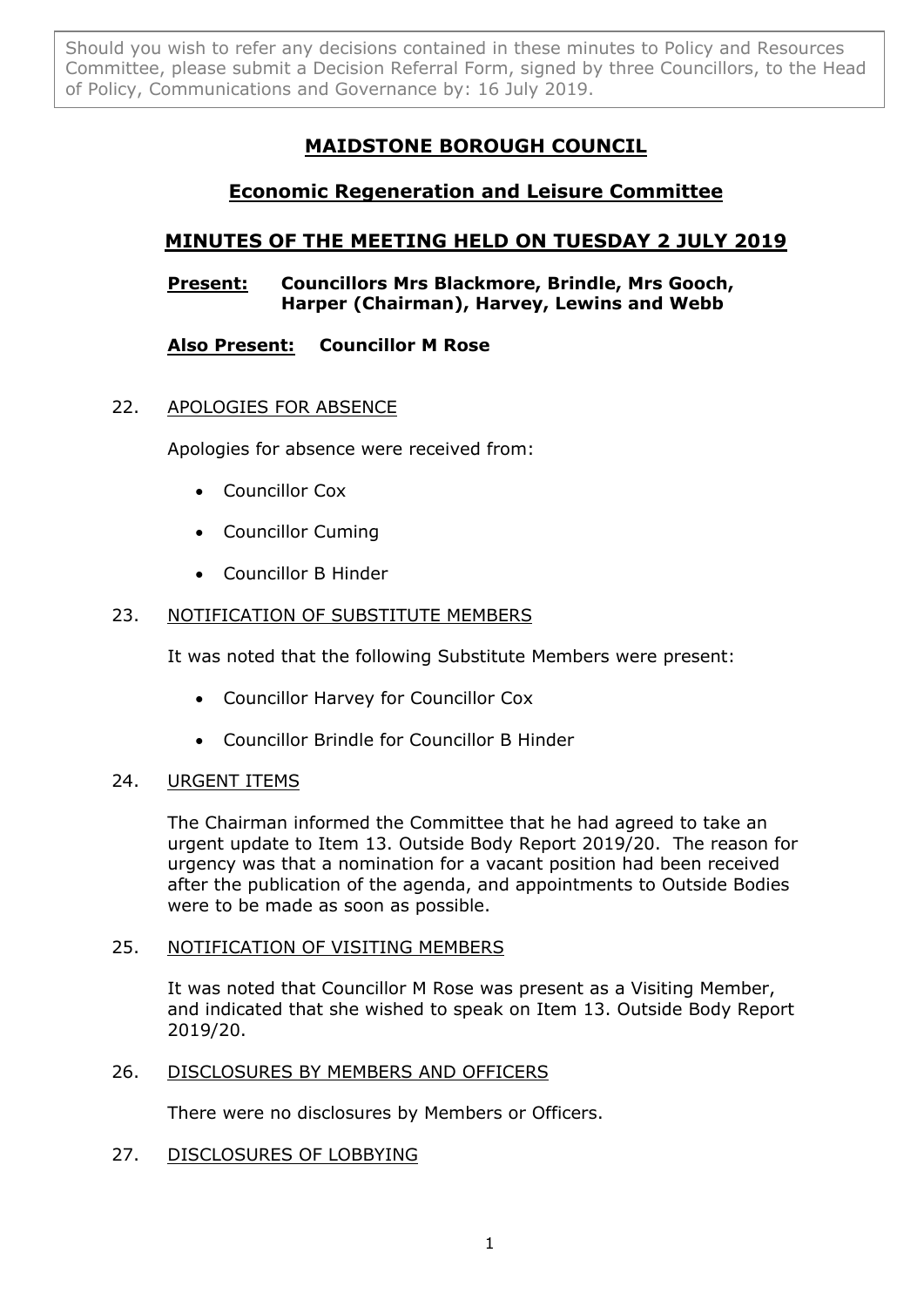Should you wish to refer any decisions contained in these minutes to Policy and Resources Committee, please submit a Decision Referral Form, signed by three Councillors, to the Head of Policy, Communications and Governance by: 16 July 2019.

# MAIDSTONE BOROUGH COUNCIL

## Economic Regeneration and Leisure Committee

## MINUTES OF THE MEETING HELD ON TUESDAY 2 JULY 2019

**Present:** **Councillors Mrs Blackmore, Brindle, Mrs Gooch, Harper (Chairman), Harvey, Lewins and Webb**

**Also Present:** **Councillor M Rose**

22. APOLOGIES FOR ABSENCE

Apologies for absence were received from:

- Councillor Cox
- Councillor Cuming
- Councillor B Hinder

23. NOTIFICATION OF SUBSTITUTE MEMBERS

It was noted that the following Substitute Members were present:

- Councillor Harvey for Councillor Cox
- Councillor Brindle for Councillor B Hinder

24. URGENT ITEMS

The Chairman informed the Committee that he had agreed to take an urgent update to Item 13. Outside Body Report 2019/20. The reason for urgency was that a nomination for a vacant position had been received after the publication of the agenda, and appointments to Outside Bodies were to be made as soon as possible.

25. NOTIFICATION OF VISITING MEMBERS

It was noted that Councillor M Rose was present as a Visiting Member, and indicated that she wished to speak on Item 13. Outside Body Report 2019/20.

26. DISCLOSURES BY MEMBERS AND OFFICERS

There were no disclosures by Members or Officers.

27. DISCLOSURES OF LOBBYING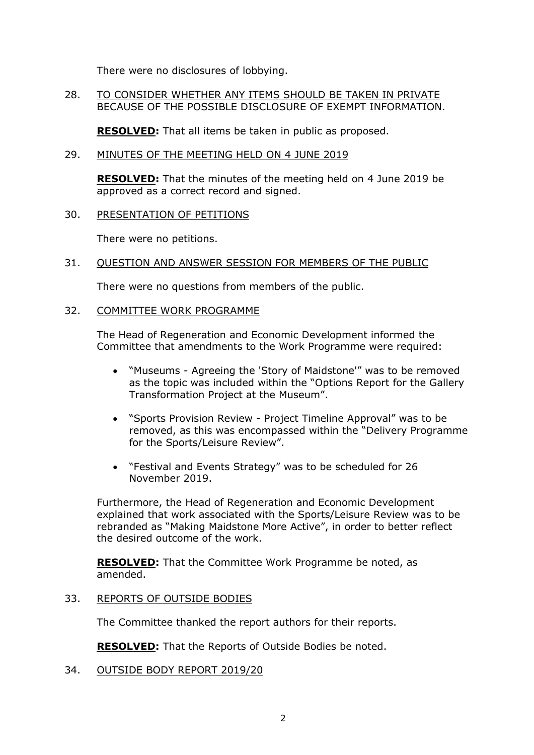There were no disclosures of lobbying.

28. TO CONSIDER WHETHER ANY ITEMS SHOULD BE TAKEN IN PRIVATE BECAUSE OF THE POSSIBLE DISCLOSURE OF EXEMPT INFORMATION.

**RESOLVED:** That all items be taken in public as proposed.

29. MINUTES OF THE MEETING HELD ON 4 JUNE 2019

**RESOLVED:** That the minutes of the meeting held on 4 June 2019 be approved as a correct record and signed.

30. PRESENTATION OF PETITIONS

There were no petitions.

31. QUESTION AND ANSWER SESSION FOR MEMBERS OF THE PUBLIC

There were no questions from members of the public.

32. COMMITTEE WORK PROGRAMME

The Head of Regeneration and Economic Development informed the Committee that amendments to the Work Programme were required:

- "Museums - Agreeing the 'Story of Maidstone'" was to be removed as the topic was included within the "Options Report for the Gallery Transformation Project at the Museum".
- "Sports Provision Review - Project Timeline Approval" was to be removed, as this was encompassed within the "Delivery Programme for the Sports/Leisure Review".
- "Festival and Events Strategy" was to be scheduled for 26 November 2019.

Furthermore, the Head of Regeneration and Economic Development explained that work associated with the Sports/Leisure Review was to be rebranded as "Making Maidstone More Active", in order to better reflect the desired outcome of the work.

**RESOLVED:** That the Committee Work Programme be noted, as amended.

33. REPORTS OF OUTSIDE BODIES

The Committee thanked the report authors for their reports.

**RESOLVED:** That the Reports of Outside Bodies be noted.

34. OUTSIDE BODY REPORT 2019/20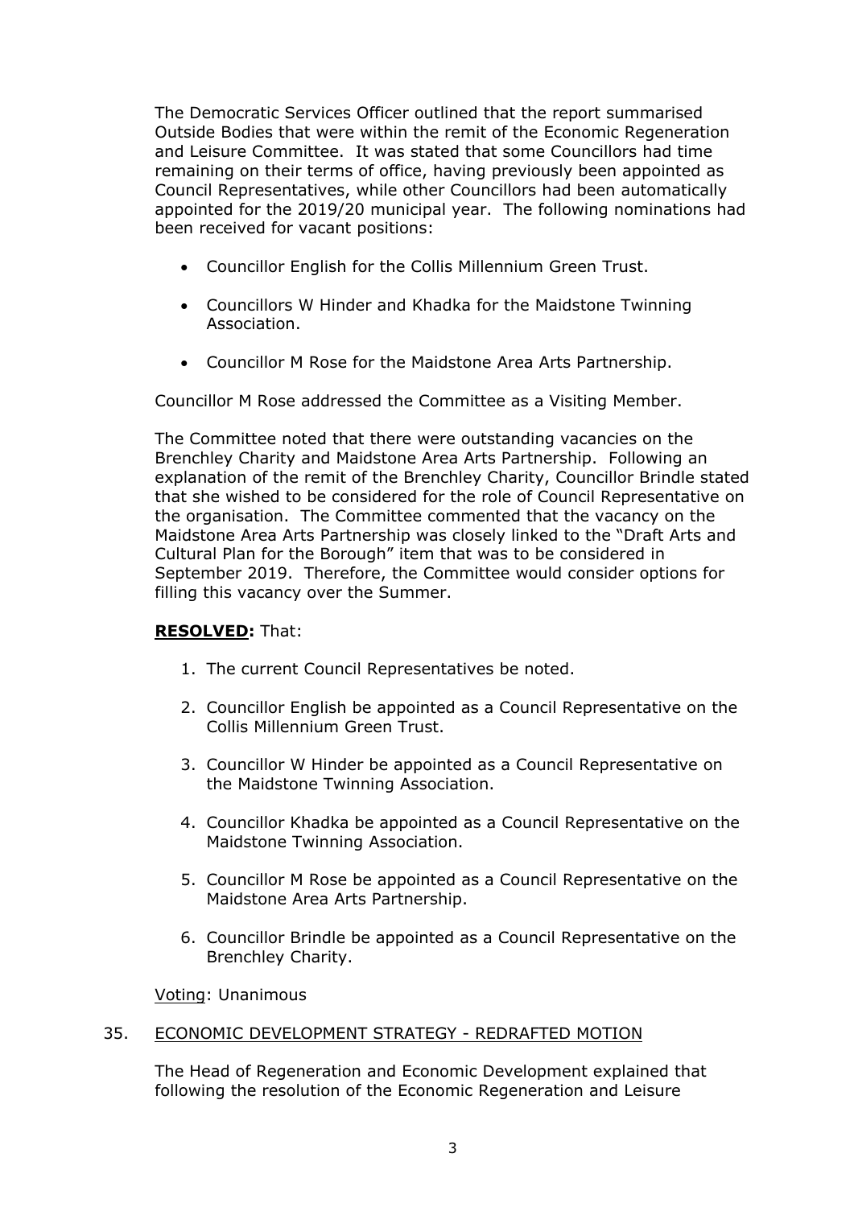The Democratic Services Officer outlined that the report summarised Outside Bodies that were within the remit of the Economic Regeneration and Leisure Committee. It was stated that some Councillors had time remaining on their terms of office, having previously been appointed as Council Representatives, while other Councillors had been automatically appointed for the 2019/20 municipal year. The following nominations had been received for vacant positions:

- Councillor English for the Collis Millennium Green Trust.
- Councillors W Hinder and Khadka for the Maidstone Twinning Association.
- Councillor M Rose for the Maidstone Area Arts Partnership.

Councillor M Rose addressed the Committee as a Visiting Member.

The Committee noted that there were outstanding vacancies on the Brenchley Charity and Maidstone Area Arts Partnership. Following an explanation of the remit of the Brenchley Charity, Councillor Brindle stated that she wished to be considered for the role of Council Representative on the organisation. The Committee commented that the vacancy on the Maidstone Area Arts Partnership was closely linked to the "Draft Arts and Cultural Plan for the Borough" item that was to be considered in September 2019. Therefore, the Committee would consider options for filling this vacancy over the Summer.

**RESOLVED:** That:

1. The current Council Representatives be noted.
2. Councillor English be appointed as a Council Representative on the Collis Millennium Green Trust.
3. Councillor W Hinder be appointed as a Council Representative on the Maidstone Twinning Association.
4. Councillor Khadka be appointed as a Council Representative on the Maidstone Twinning Association.
5. Councillor M Rose be appointed as a Council Representative on the Maidstone Area Arts Partnership.
6. Councillor Brindle be appointed as a Council Representative on the Brenchley Charity.

Voting: Unanimous

35. ECONOMIC DEVELOPMENT STRATEGY - REDRAFTED MOTION

The Head of Regeneration and Economic Development explained that following the resolution of the Economic Regeneration and Leisure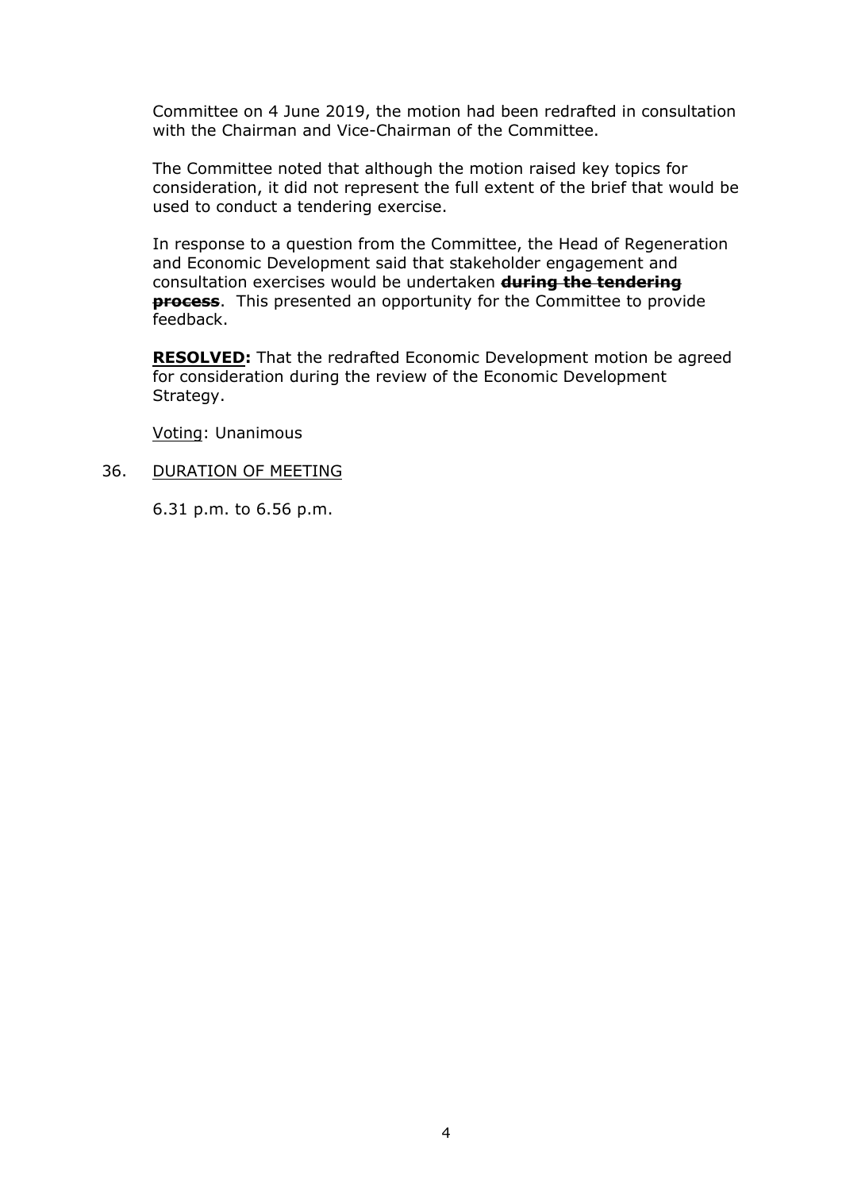Committee on 4 June 2019, the motion had been redrafted in consultation with the Chairman and Vice-Chairman of the Committee.

The Committee noted that although the motion raised key topics for consideration, it did not represent the full extent of the brief that would be used to conduct a tendering exercise.

In response to a question from the Committee, the Head of Regeneration and Economic Development said that stakeholder engagement and consultation exercises would be undertaken **~~during the tendering process~~**. This presented an opportunity for the Committee to provide feedback.

**RESOLVED:** That the redrafted Economic Development motion be agreed for consideration during the review of the Economic Development Strategy.

Voting: Unanimous

36. DURATION OF MEETING

6.31 p.m. to 6.56 p.m.